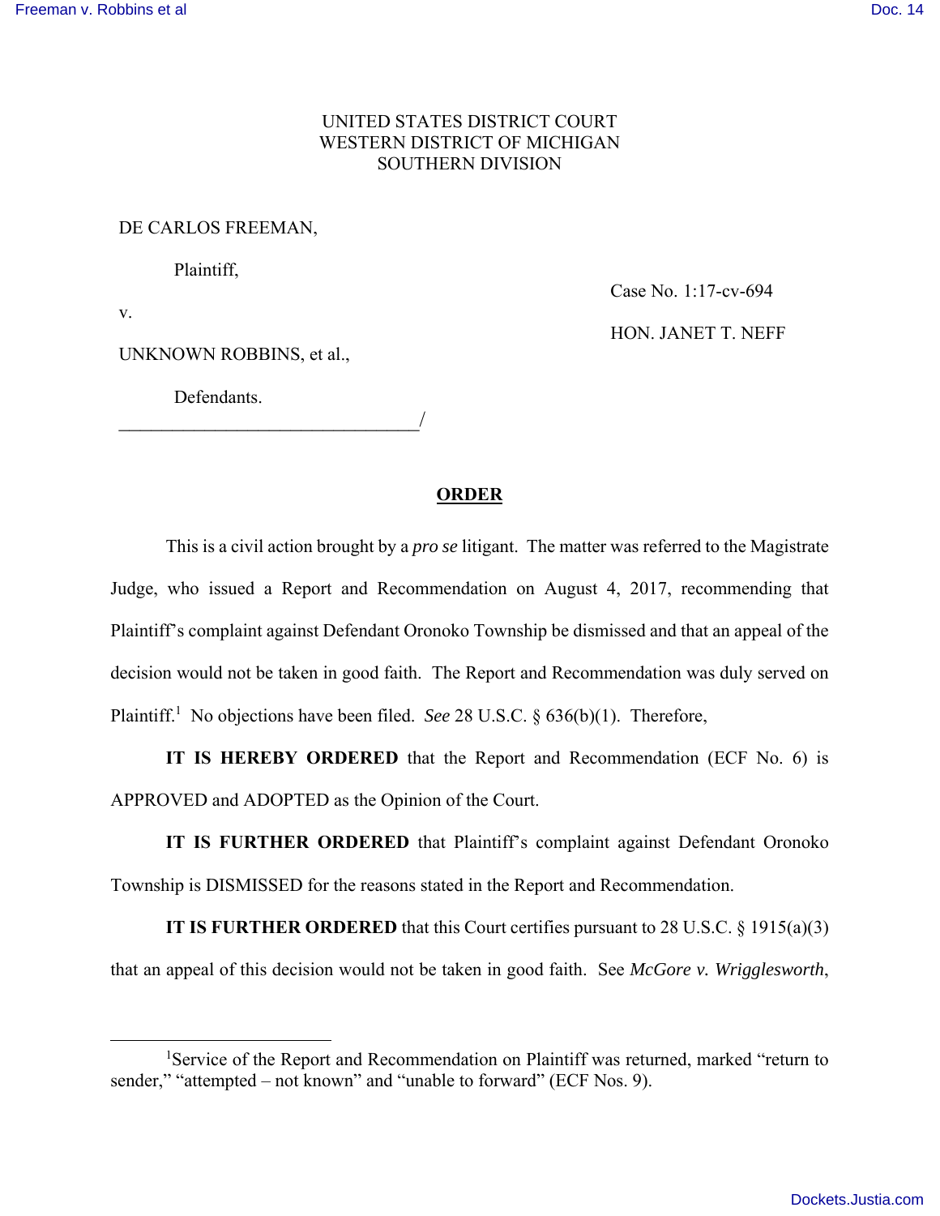UNITED STATES DISTRICT COURT
WESTERN DISTRICT OF MICHIGAN
SOUTHERN DIVISION

DE CARLOS FREEMAN,

Plaintiff,

v.

UNKNOWN ROBBINS, et al.,

Defendants.

Case No. 1:17-cv-694

HON. JANET T. NEFF

______________________________/

# ORDER

This is a civil action brought by a *pro se* litigant. The matter was referred to the Magistrate Judge, who issued a Report and Recommendation on August 4, 2017, recommending that Plaintiff's complaint against Defendant Oronoko Township be dismissed and that an appeal of the decision would not be taken in good faith. The Report and Recommendation was duly served on Plaintiff.[1] No objections have been filed. *See* 28 U.S.C. § 636(b)(1). Therefore,

**IT IS HEREBY ORDERED** that the Report and Recommendation (ECF No. 6) is APPROVED and ADOPTED as the Opinion of the Court.

**IT IS FURTHER ORDERED** that Plaintiff's complaint against Defendant Oronoko Township is DISMISSED for the reasons stated in the Report and Recommendation.

**IT IS FURTHER ORDERED** that this Court certifies pursuant to 28 U.S.C. § 1915(a)(3) that an appeal of this decision would not be taken in good faith. See *McGore v. Wrigglesworth*,

---

[1]Service of the Report and Recommendation on Plaintiff was returned, marked "return to sender," "attempted – not known" and "unable to forward" (ECF Nos. 9).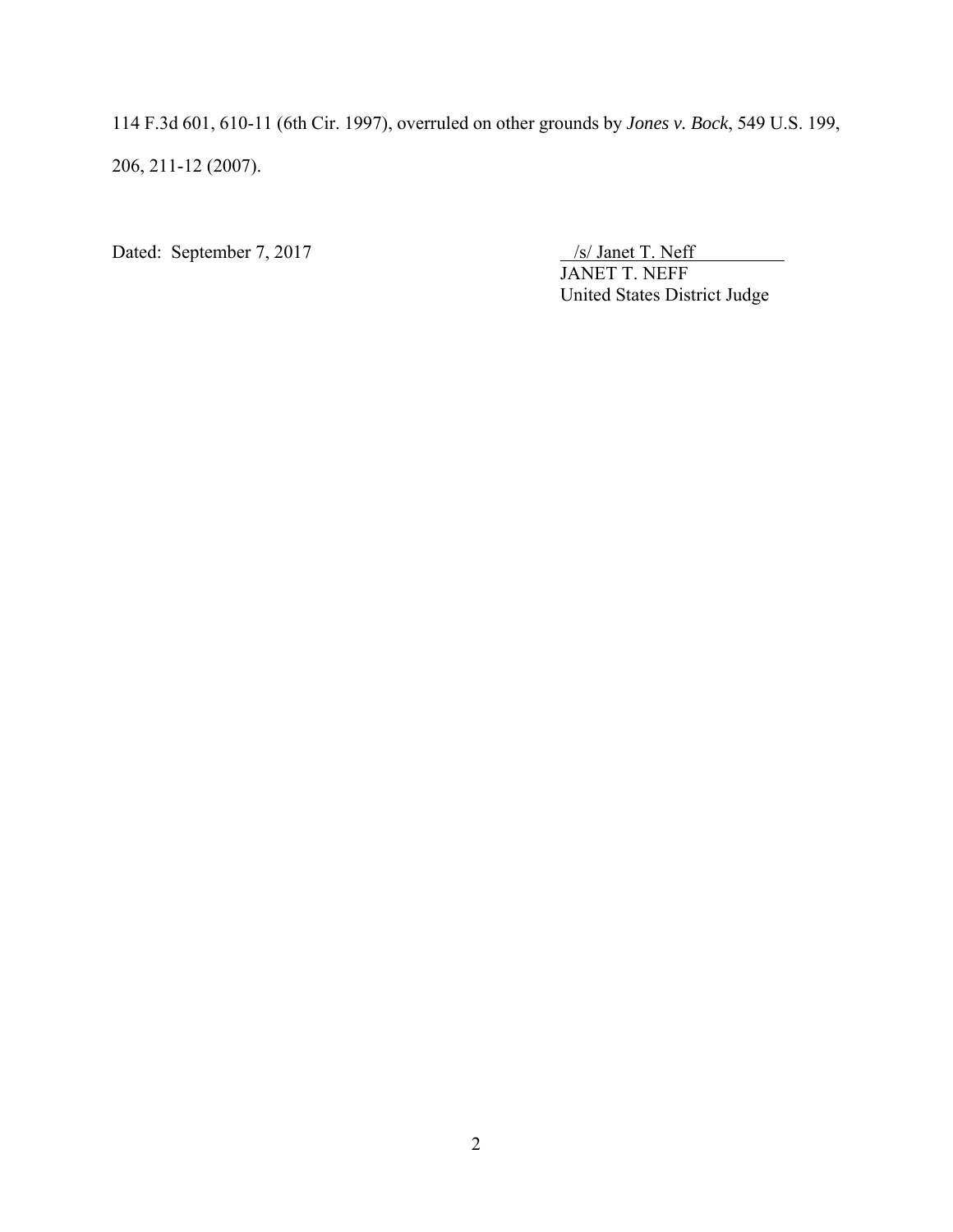114 F.3d 601, 610-11 (6th Cir. 1997), overruled on other grounds by *Jones v. Bock*, 549 U.S. 199, 206, 211-12 (2007).

Dated: September 7, 2017

/s/ Janet T. Neff
JANET T. NEFF
United States District Judge